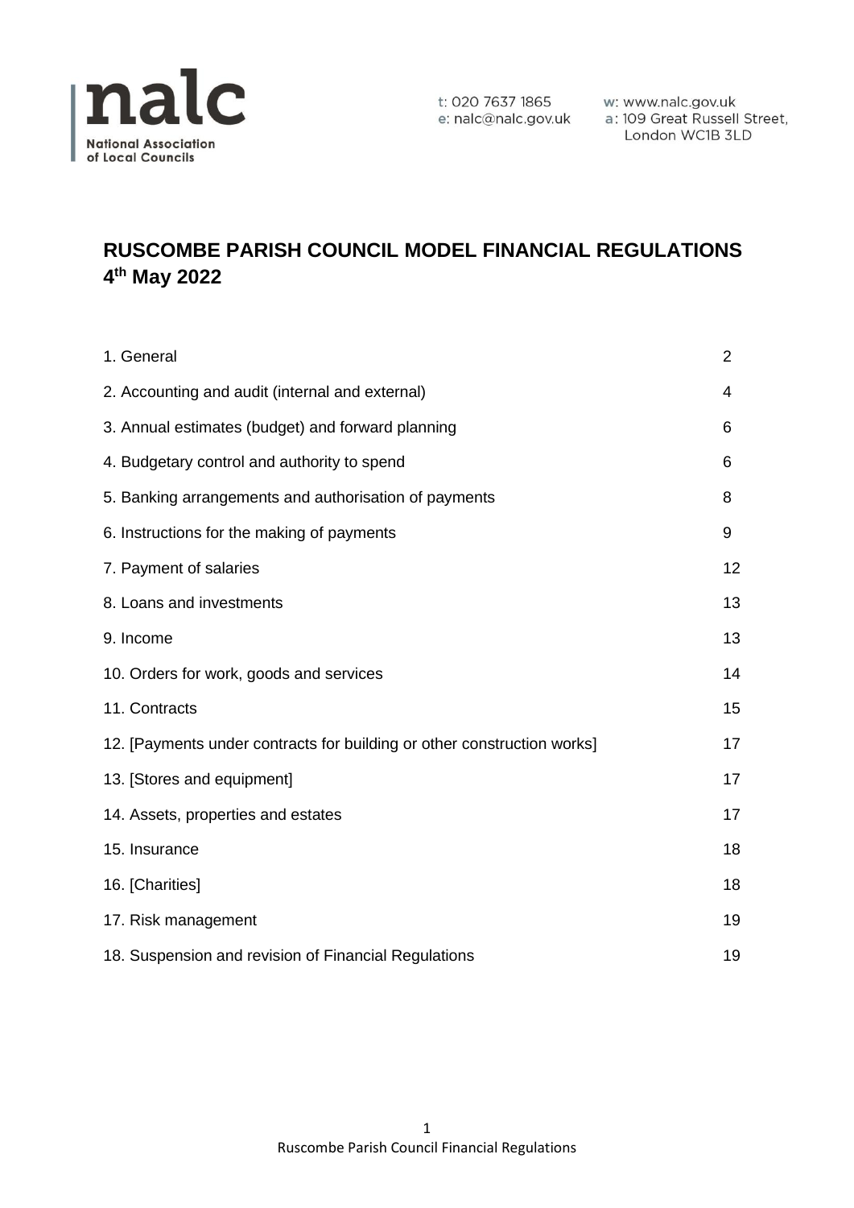nalc
National Association
of Local Councils

t: 020 7637 1865
e: nalc@nalc.gov.uk
w: www.nalc.gov.uk
a: 109 Great Russell Street, London WC1B 3LD

# RUSCOMBE PARISH COUNCIL MODEL FINANCIAL REGULATIONS 4th May 2022

| | |
|---|---|
| 1. General | 2 |
| 2. Accounting and audit (internal and external) | 4 |
| 3. Annual estimates (budget) and forward planning | 6 |
| 4. Budgetary control and authority to spend | 6 |
| 5. Banking arrangements and authorisation of payments | 8 |
| 6. Instructions for the making of payments | 9 |
| 7. Payment of salaries | 12 |
| 8. Loans and investments | 13 |
| 9. Income | 13 |
| 10. Orders for work, goods and services | 14 |
| 11. Contracts | 15 |
| 12. [Payments under contracts for building or other construction works] | 17 |
| 13. [Stores and equipment] | 17 |
| 14. Assets, properties and estates | 17 |
| 15. Insurance | 18 |
| 16. [Charities] | 18 |
| 17. Risk management | 19 |
| 18. Suspension and revision of Financial Regulations | 19 |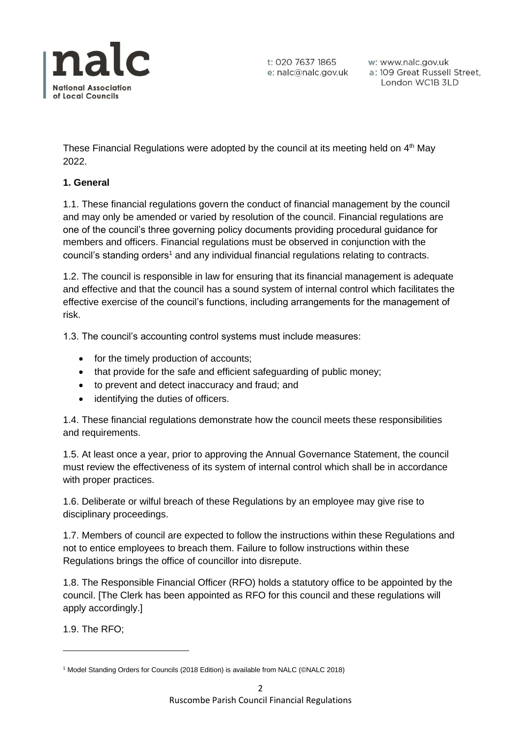These Financial Regulations were adopted by the council at its meeting held on 4th May 2022.

**1. General**

1.1. These financial regulations govern the conduct of financial management by the council and may only be amended or varied by resolution of the council. Financial regulations are one of the council's three governing policy documents providing procedural guidance for members and officers. Financial regulations must be observed in conjunction with the council's standing orders[1] and any individual financial regulations relating to contracts.

1.2. The council is responsible in law for ensuring that its financial management is adequate and effective and that the council has a sound system of internal control which facilitates the effective exercise of the council's functions, including arrangements for the management of risk.

1.3. The council's accounting control systems must include measures:

- for the timely production of accounts;
- that provide for the safe and efficient safeguarding of public money;
- to prevent and detect inaccuracy and fraud; and
- identifying the duties of officers.

1.4. These financial regulations demonstrate how the council meets these responsibilities and requirements.

1.5. At least once a year, prior to approving the Annual Governance Statement, the council must review the effectiveness of its system of internal control which shall be in accordance with proper practices.

1.6. Deliberate or wilful breach of these Regulations by an employee may give rise to disciplinary proceedings.

1.7. Members of council are expected to follow the instructions within these Regulations and not to entice employees to breach them. Failure to follow instructions within these Regulations brings the office of councillor into disrepute.

1.8. The Responsible Financial Officer (RFO) holds a statutory office to be appointed by the council. [The Clerk has been appointed as RFO for this council and these regulations will apply accordingly.]

1.9. The RFO;

[1] Model Standing Orders for Councils (2018 Edition) is available from NALC (©NALC 2018)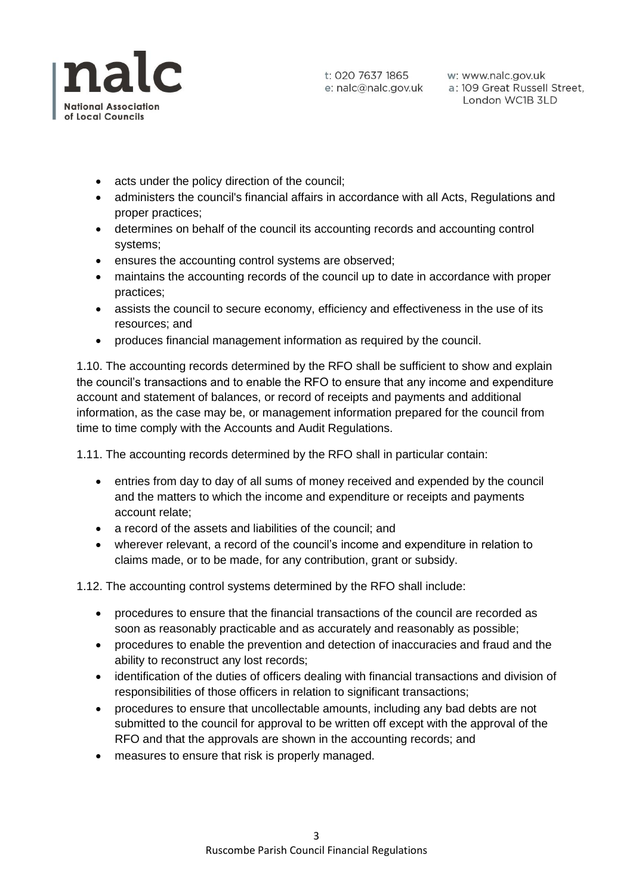- acts under the policy direction of the council;
- administers the council's financial affairs in accordance with all Acts, Regulations and proper practices;
- determines on behalf of the council its accounting records and accounting control systems;
- ensures the accounting control systems are observed;
- maintains the accounting records of the council up to date in accordance with proper practices;
- assists the council to secure economy, efficiency and effectiveness in the use of its resources; and
- produces financial management information as required by the council.

1.10. The accounting records determined by the RFO shall be sufficient to show and explain the council's transactions and to enable the RFO to ensure that any income and expenditure account and statement of balances, or record of receipts and payments and additional information, as the case may be, or management information prepared for the council from time to time comply with the Accounts and Audit Regulations.

1.11. The accounting records determined by the RFO shall in particular contain:

- entries from day to day of all sums of money received and expended by the council and the matters to which the income and expenditure or receipts and payments account relate;
- a record of the assets and liabilities of the council; and
- wherever relevant, a record of the council's income and expenditure in relation to claims made, or to be made, for any contribution, grant or subsidy.

1.12. The accounting control systems determined by the RFO shall include:

- procedures to ensure that the financial transactions of the council are recorded as soon as reasonably practicable and as accurately and reasonably as possible;
- procedures to enable the prevention and detection of inaccuracies and fraud and the ability to reconstruct any lost records;
- identification of the duties of officers dealing with financial transactions and division of responsibilities of those officers in relation to significant transactions;
- procedures to ensure that uncollectable amounts, including any bad debts are not submitted to the council for approval to be written off except with the approval of the RFO and that the approvals are shown in the accounting records; and
- measures to ensure that risk is properly managed.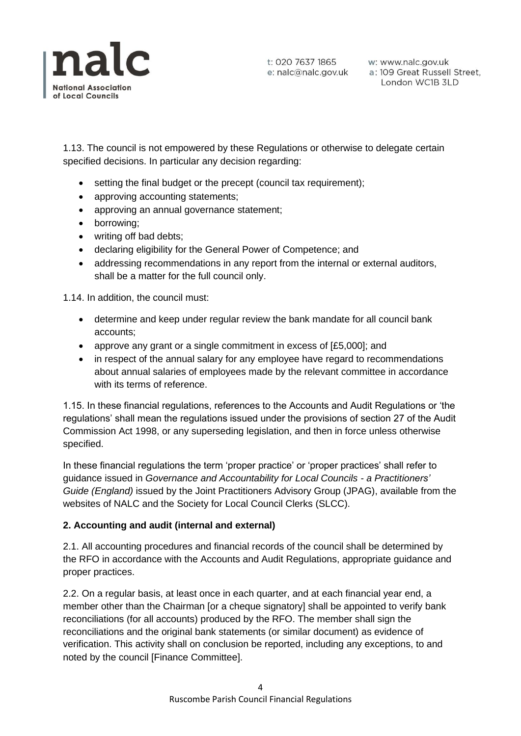1.13. The council is not empowered by these Regulations or otherwise to delegate certain specified decisions. In particular any decision regarding:

- setting the final budget or the precept (council tax requirement);
- approving accounting statements;
- approving an annual governance statement;
- borrowing;
- writing off bad debts;
- declaring eligibility for the General Power of Competence; and
- addressing recommendations in any report from the internal or external auditors, shall be a matter for the full council only.

1.14. In addition, the council must:

- determine and keep under regular review the bank mandate for all council bank accounts;
- approve any grant or a single commitment in excess of [£5,000]; and
- in respect of the annual salary for any employee have regard to recommendations about annual salaries of employees made by the relevant committee in accordance with its terms of reference.

1.15. In these financial regulations, references to the Accounts and Audit Regulations or 'the regulations' shall mean the regulations issued under the provisions of section 27 of the Audit Commission Act 1998, or any superseding legislation, and then in force unless otherwise specified.

In these financial regulations the term 'proper practice' or 'proper practices' shall refer to guidance issued in *Governance and Accountability for Local Councils - a Practitioners' Guide (England)* issued by the Joint Practitioners Advisory Group (JPAG), available from the websites of NALC and the Society for Local Council Clerks (SLCC).

**2. Accounting and audit (internal and external)**

2.1. All accounting procedures and financial records of the council shall be determined by the RFO in accordance with the Accounts and Audit Regulations, appropriate guidance and proper practices.

2.2. On a regular basis, at least once in each quarter, and at each financial year end, a member other than the Chairman [or a cheque signatory] shall be appointed to verify bank reconciliations (for all accounts) produced by the RFO. The member shall sign the reconciliations and the original bank statements (or similar document) as evidence of verification. This activity shall on conclusion be reported, including any exceptions, to and noted by the council [Finance Committee].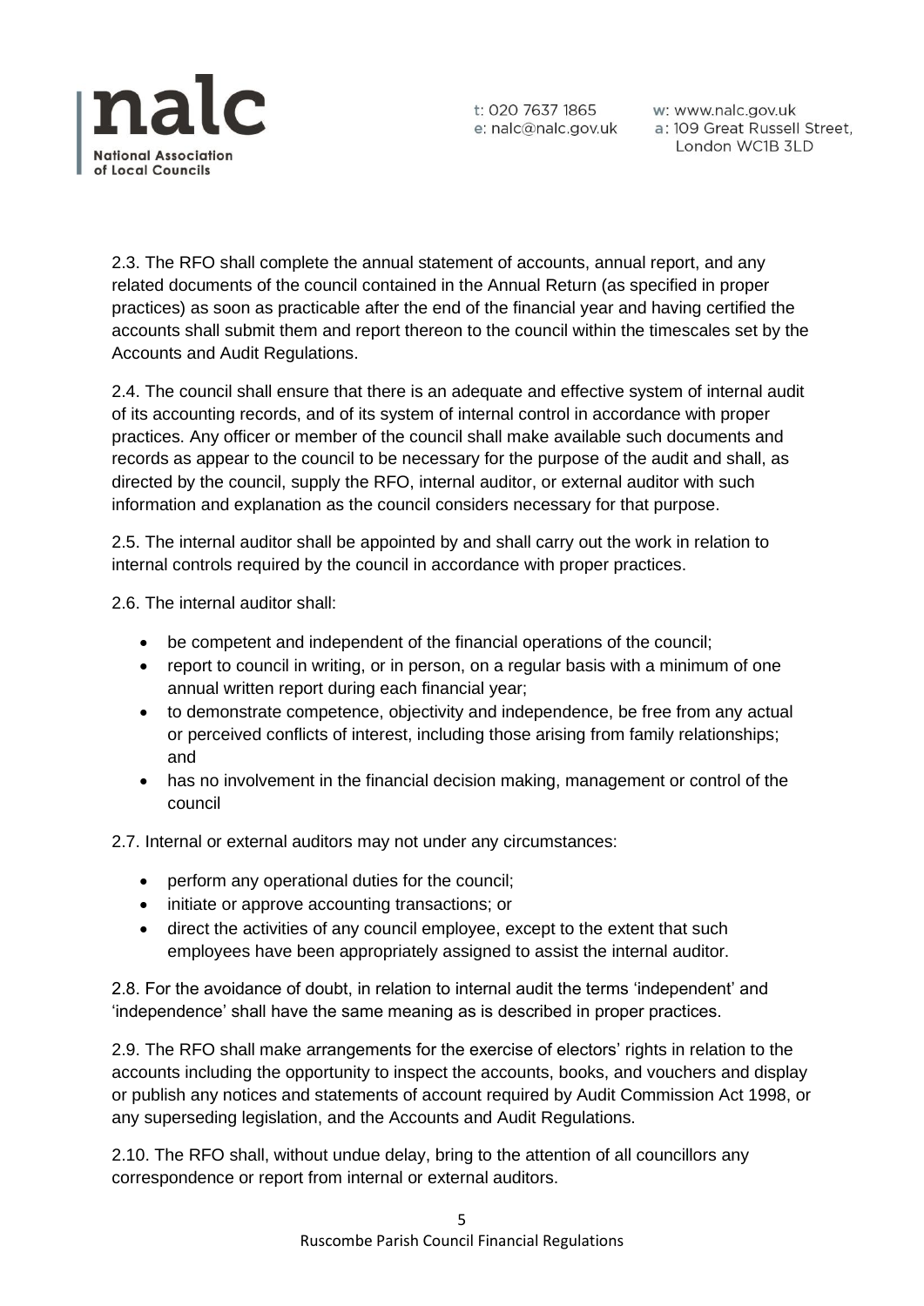2.3. The RFO shall complete the annual statement of accounts, annual report, and any related documents of the council contained in the Annual Return (as specified in proper practices) as soon as practicable after the end of the financial year and having certified the accounts shall submit them and report thereon to the council within the timescales set by the Accounts and Audit Regulations.

2.4. The council shall ensure that there is an adequate and effective system of internal audit of its accounting records, and of its system of internal control in accordance with proper practices. Any officer or member of the council shall make available such documents and records as appear to the council to be necessary for the purpose of the audit and shall, as directed by the council, supply the RFO, internal auditor, or external auditor with such information and explanation as the council considers necessary for that purpose.

2.5. The internal auditor shall be appointed by and shall carry out the work in relation to internal controls required by the council in accordance with proper practices.

2.6. The internal auditor shall:

- be competent and independent of the financial operations of the council;
- report to council in writing, or in person, on a regular basis with a minimum of one annual written report during each financial year;
- to demonstrate competence, objectivity and independence, be free from any actual or perceived conflicts of interest, including those arising from family relationships; and
- has no involvement in the financial decision making, management or control of the council

2.7. Internal or external auditors may not under any circumstances:

- perform any operational duties for the council;
- initiate or approve accounting transactions; or
- direct the activities of any council employee, except to the extent that such employees have been appropriately assigned to assist the internal auditor.

2.8. For the avoidance of doubt, in relation to internal audit the terms 'independent' and 'independence' shall have the same meaning as is described in proper practices.

2.9. The RFO shall make arrangements for the exercise of electors' rights in relation to the accounts including the opportunity to inspect the accounts, books, and vouchers and display or publish any notices and statements of account required by Audit Commission Act 1998, or any superseding legislation, and the Accounts and Audit Regulations.

2.10. The RFO shall, without undue delay, bring to the attention of all councillors any correspondence or report from internal or external auditors.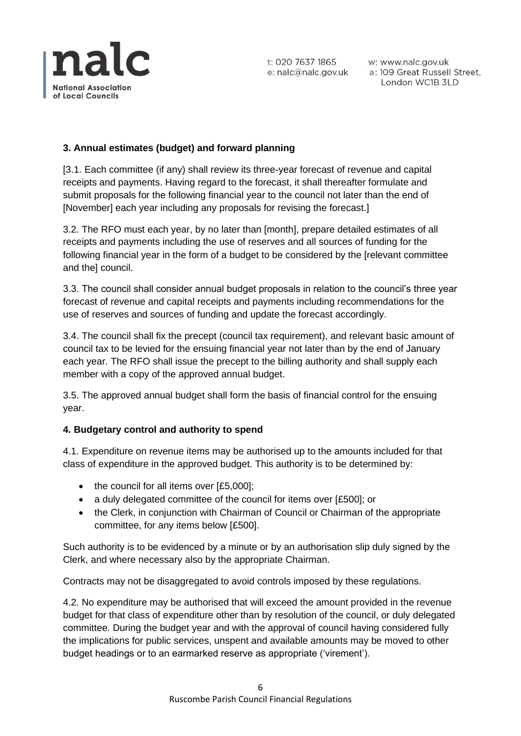### 3. Annual estimates (budget) and forward planning

[3.1. Each committee (if any) shall review its three-year forecast of revenue and capital receipts and payments. Having regard to the forecast, it shall thereafter formulate and submit proposals for the following financial year to the council not later than the end of [November] each year including any proposals for revising the forecast.]

3.2. The RFO must each year, by no later than [month], prepare detailed estimates of all receipts and payments including the use of reserves and all sources of funding for the following financial year in the form of a budget to be considered by the [relevant committee and the] council.

3.3. The council shall consider annual budget proposals in relation to the council's three year forecast of revenue and capital receipts and payments including recommendations for the use of reserves and sources of funding and update the forecast accordingly.

3.4. The council shall fix the precept (council tax requirement), and relevant basic amount of council tax to be levied for the ensuing financial year not later than by the end of January each year. The RFO shall issue the precept to the billing authority and shall supply each member with a copy of the approved annual budget.

3.5. The approved annual budget shall form the basis of financial control for the ensuing year.

### 4. Budgetary control and authority to spend

4.1. Expenditure on revenue items may be authorised up to the amounts included for that class of expenditure in the approved budget. This authority is to be determined by:

- the council for all items over [£5,000];
- a duly delegated committee of the council for items over [£500]; or
- the Clerk, in conjunction with Chairman of Council or Chairman of the appropriate committee, for any items below [£500].

Such authority is to be evidenced by a minute or by an authorisation slip duly signed by the Clerk, and where necessary also by the appropriate Chairman.

Contracts may not be disaggregated to avoid controls imposed by these regulations.

4.2. No expenditure may be authorised that will exceed the amount provided in the revenue budget for that class of expenditure other than by resolution of the council, or duly delegated committee. During the budget year and with the approval of council having considered fully the implications for public services, unspent and available amounts may be moved to other budget headings or to an earmarked reserve as appropriate ('virement').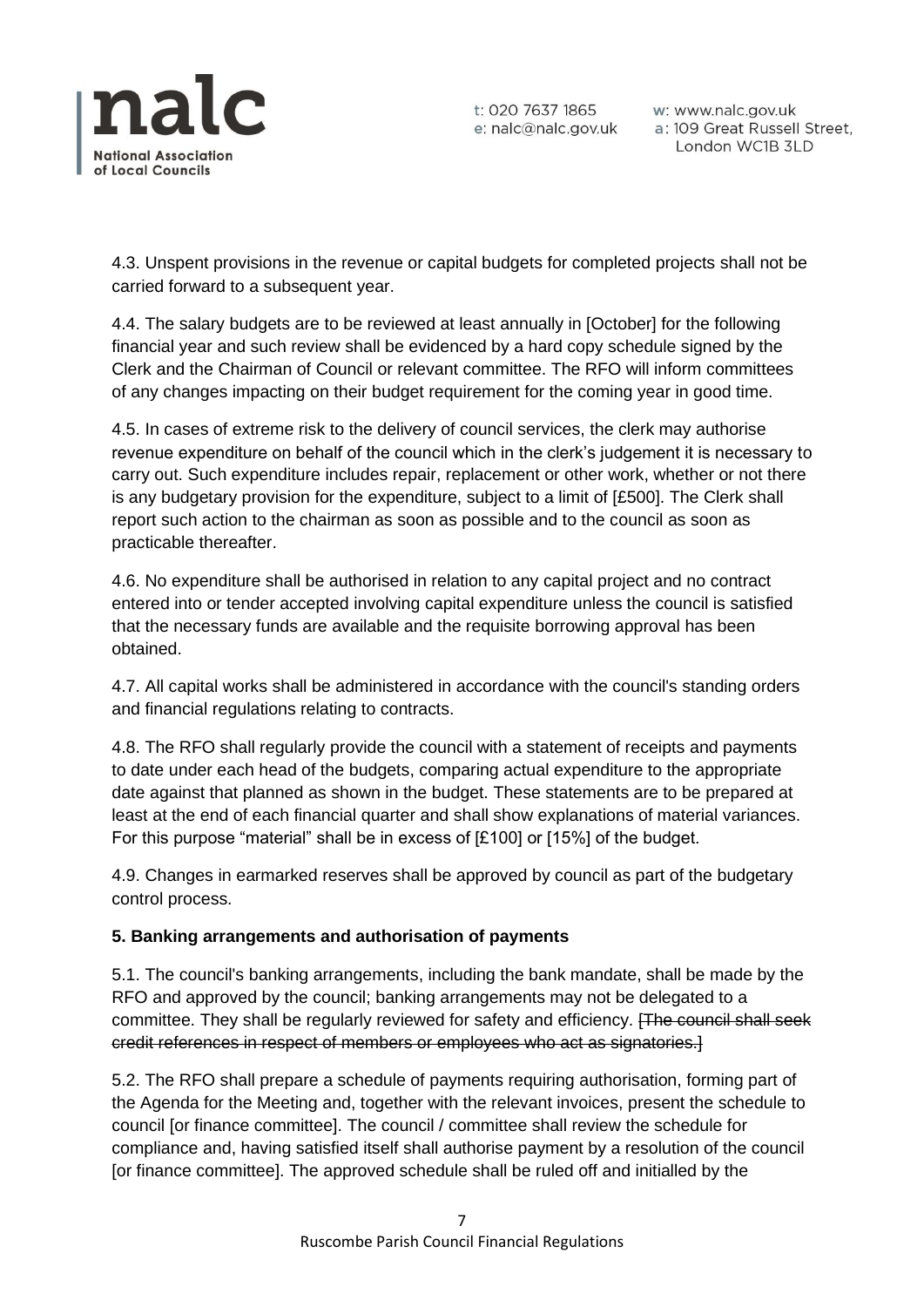4.3. Unspent provisions in the revenue or capital budgets for completed projects shall not be carried forward to a subsequent year.

4.4. The salary budgets are to be reviewed at least annually in [October] for the following financial year and such review shall be evidenced by a hard copy schedule signed by the Clerk and the Chairman of Council or relevant committee. The RFO will inform committees of any changes impacting on their budget requirement for the coming year in good time.

4.5. In cases of extreme risk to the delivery of council services, the clerk may authorise revenue expenditure on behalf of the council which in the clerk's judgement it is necessary to carry out. Such expenditure includes repair, replacement or other work, whether or not there is any budgetary provision for the expenditure, subject to a limit of [£500]. The Clerk shall report such action to the chairman as soon as possible and to the council as soon as practicable thereafter.

4.6. No expenditure shall be authorised in relation to any capital project and no contract entered into or tender accepted involving capital expenditure unless the council is satisfied that the necessary funds are available and the requisite borrowing approval has been obtained.

4.7. All capital works shall be administered in accordance with the council's standing orders and financial regulations relating to contracts.

4.8. The RFO shall regularly provide the council with a statement of receipts and payments to date under each head of the budgets, comparing actual expenditure to the appropriate date against that planned as shown in the budget. These statements are to be prepared at least at the end of each financial quarter and shall show explanations of material variances. For this purpose "material" shall be in excess of [£100] or [15%] of the budget.

4.9. Changes in earmarked reserves shall be approved by council as part of the budgetary control process.

**5. Banking arrangements and authorisation of payments**

5.1. The council's banking arrangements, including the bank mandate, shall be made by the RFO and approved by the council; banking arrangements may not be delegated to a committee. They shall be regularly reviewed for safety and efficiency. ~~[The council shall seek credit references in respect of members or employees who act as signatories.]~~

5.2. The RFO shall prepare a schedule of payments requiring authorisation, forming part of the Agenda for the Meeting and, together with the relevant invoices, present the schedule to council [or finance committee]. The council / committee shall review the schedule for compliance and, having satisfied itself shall authorise payment by a resolution of the council [or finance committee]. The approved schedule shall be ruled off and initialled by the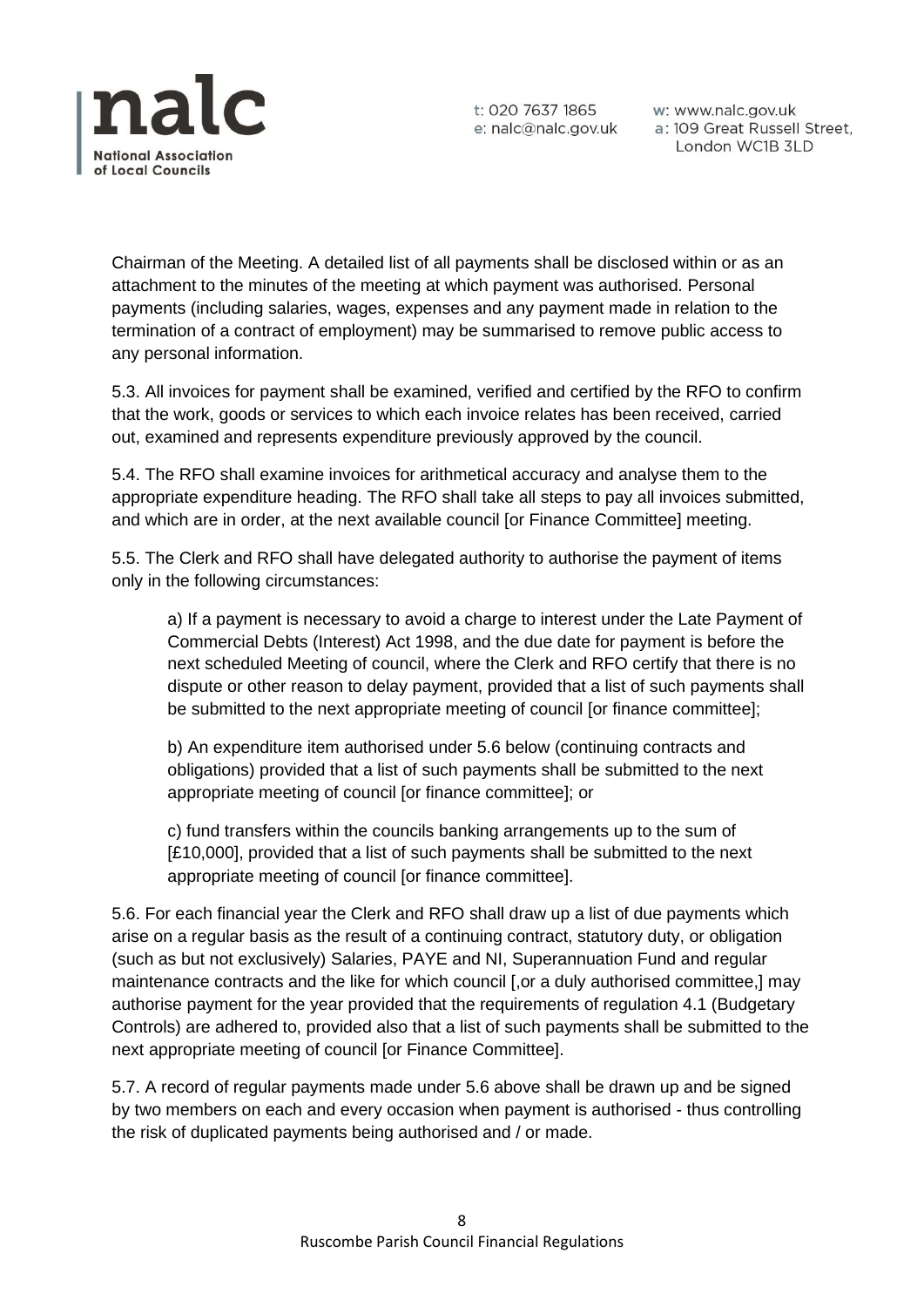Chairman of the Meeting. A detailed list of all payments shall be disclosed within or as an attachment to the minutes of the meeting at which payment was authorised. Personal payments (including salaries, wages, expenses and any payment made in relation to the termination of a contract of employment) may be summarised to remove public access to any personal information.

5.3. All invoices for payment shall be examined, verified and certified by the RFO to confirm that the work, goods or services to which each invoice relates has been received, carried out, examined and represents expenditure previously approved by the council.

5.4. The RFO shall examine invoices for arithmetical accuracy and analyse them to the appropriate expenditure heading. The RFO shall take all steps to pay all invoices submitted, and which are in order, at the next available council [or Finance Committee] meeting.

5.5. The Clerk and RFO shall have delegated authority to authorise the payment of items only in the following circumstances:

a) If a payment is necessary to avoid a charge to interest under the Late Payment of Commercial Debts (Interest) Act 1998, and the due date for payment is before the next scheduled Meeting of council, where the Clerk and RFO certify that there is no dispute or other reason to delay payment, provided that a list of such payments shall be submitted to the next appropriate meeting of council [or finance committee];

b) An expenditure item authorised under 5.6 below (continuing contracts and obligations) provided that a list of such payments shall be submitted to the next appropriate meeting of council [or finance committee]; or

c) fund transfers within the councils banking arrangements up to the sum of [£10,000], provided that a list of such payments shall be submitted to the next appropriate meeting of council [or finance committee].

5.6. For each financial year the Clerk and RFO shall draw up a list of due payments which arise on a regular basis as the result of a continuing contract, statutory duty, or obligation (such as but not exclusively) Salaries, PAYE and NI, Superannuation Fund and regular maintenance contracts and the like for which council [,or a duly authorised committee,] may authorise payment for the year provided that the requirements of regulation 4.1 (Budgetary Controls) are adhered to, provided also that a list of such payments shall be submitted to the next appropriate meeting of council [or Finance Committee].

5.7. A record of regular payments made under 5.6 above shall be drawn up and be signed by two members on each and every occasion when payment is authorised - thus controlling the risk of duplicated payments being authorised and / or made.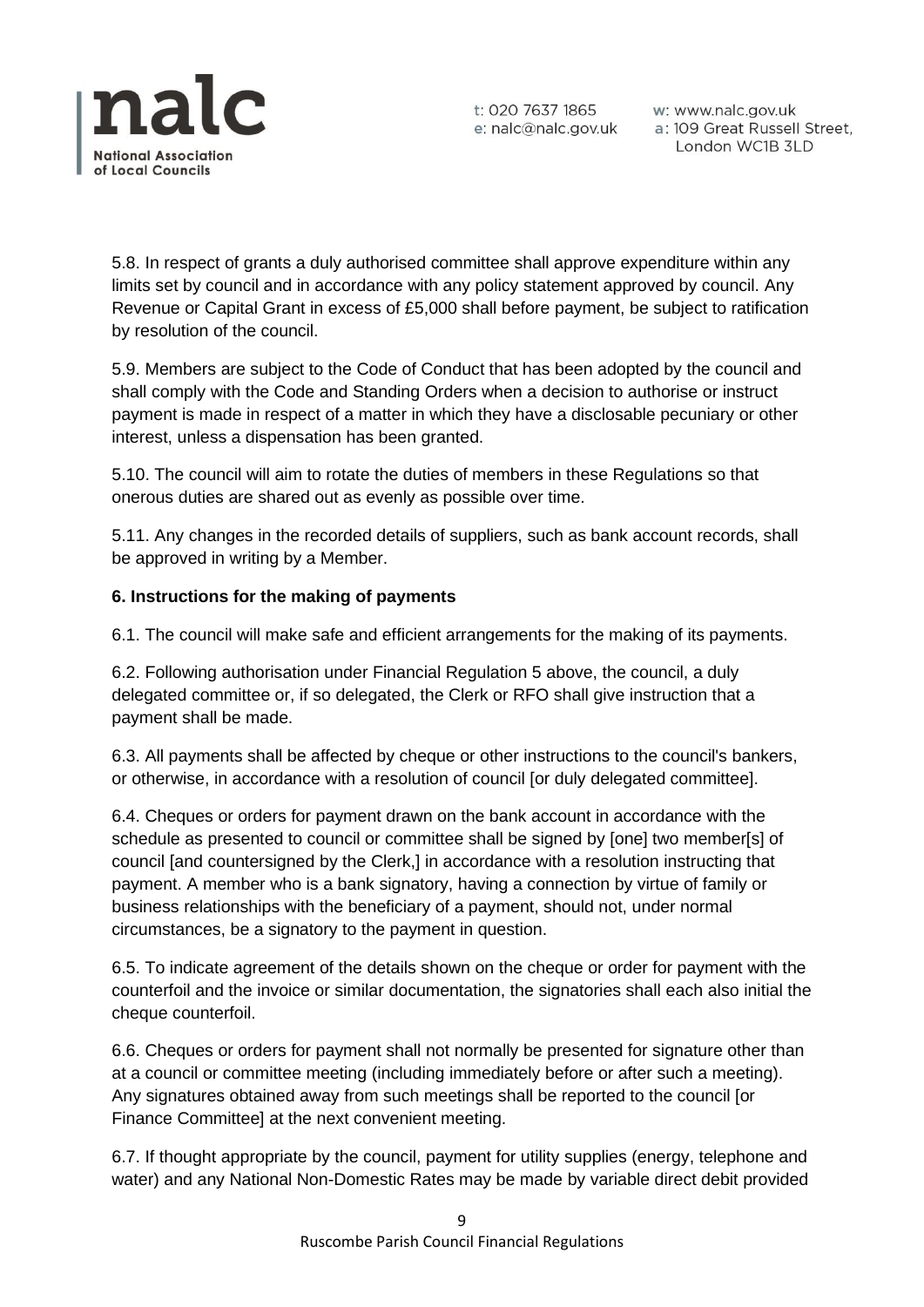5.8. In respect of grants a duly authorised committee shall approve expenditure within any limits set by council and in accordance with any policy statement approved by council. Any Revenue or Capital Grant in excess of £5,000 shall before payment, be subject to ratification by resolution of the council.

5.9. Members are subject to the Code of Conduct that has been adopted by the council and shall comply with the Code and Standing Orders when a decision to authorise or instruct payment is made in respect of a matter in which they have a disclosable pecuniary or other interest, unless a dispensation has been granted.

5.10. The council will aim to rotate the duties of members in these Regulations so that onerous duties are shared out as evenly as possible over time.

5.11. Any changes in the recorded details of suppliers, such as bank account records, shall be approved in writing by a Member.

**6. Instructions for the making of payments**

6.1. The council will make safe and efficient arrangements for the making of its payments.

6.2. Following authorisation under Financial Regulation 5 above, the council, a duly delegated committee or, if so delegated, the Clerk or RFO shall give instruction that a payment shall be made.

6.3. All payments shall be affected by cheque or other instructions to the council's bankers, or otherwise, in accordance with a resolution of council [or duly delegated committee].

6.4. Cheques or orders for payment drawn on the bank account in accordance with the schedule as presented to council or committee shall be signed by [one] two member[s] of council [and countersigned by the Clerk,] in accordance with a resolution instructing that payment. A member who is a bank signatory, having a connection by virtue of family or business relationships with the beneficiary of a payment, should not, under normal circumstances, be a signatory to the payment in question.

6.5. To indicate agreement of the details shown on the cheque or order for payment with the counterfoil and the invoice or similar documentation, the signatories shall each also initial the cheque counterfoil.

6.6. Cheques or orders for payment shall not normally be presented for signature other than at a council or committee meeting (including immediately before or after such a meeting). Any signatures obtained away from such meetings shall be reported to the council [or Finance Committee] at the next convenient meeting.

6.7. If thought appropriate by the council, payment for utility supplies (energy, telephone and water) and any National Non-Domestic Rates may be made by variable direct debit provided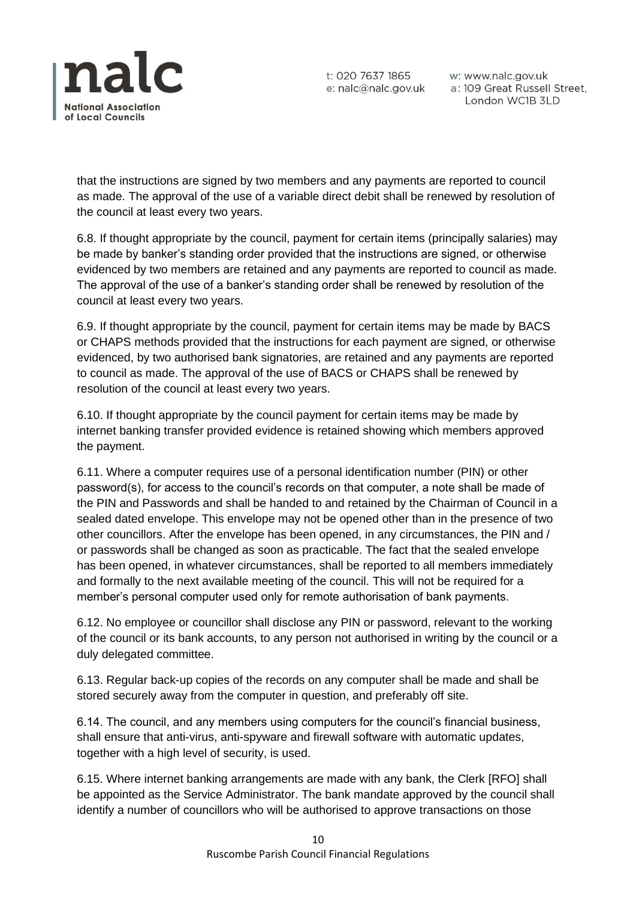that the instructions are signed by two members and any payments are reported to council as made. The approval of the use of a variable direct debit shall be renewed by resolution of the council at least every two years.

6.8. If thought appropriate by the council, payment for certain items (principally salaries) may be made by banker's standing order provided that the instructions are signed, or otherwise evidenced by two members are retained and any payments are reported to council as made. The approval of the use of a banker's standing order shall be renewed by resolution of the council at least every two years.

6.9. If thought appropriate by the council, payment for certain items may be made by BACS or CHAPS methods provided that the instructions for each payment are signed, or otherwise evidenced, by two authorised bank signatories, are retained and any payments are reported to council as made. The approval of the use of BACS or CHAPS shall be renewed by resolution of the council at least every two years.

6.10. If thought appropriate by the council payment for certain items may be made by internet banking transfer provided evidence is retained showing which members approved the payment.

6.11. Where a computer requires use of a personal identification number (PIN) or other password(s), for access to the council's records on that computer, a note shall be made of the PIN and Passwords and shall be handed to and retained by the Chairman of Council in a sealed dated envelope. This envelope may not be opened other than in the presence of two other councillors. After the envelope has been opened, in any circumstances, the PIN and / or passwords shall be changed as soon as practicable. The fact that the sealed envelope has been opened, in whatever circumstances, shall be reported to all members immediately and formally to the next available meeting of the council. This will not be required for a member's personal computer used only for remote authorisation of bank payments.

6.12. No employee or councillor shall disclose any PIN or password, relevant to the working of the council or its bank accounts, to any person not authorised in writing by the council or a duly delegated committee.

6.13. Regular back-up copies of the records on any computer shall be made and shall be stored securely away from the computer in question, and preferably off site.

6.14. The council, and any members using computers for the council's financial business, shall ensure that anti-virus, anti-spyware and firewall software with automatic updates, together with a high level of security, is used.

6.15. Where internet banking arrangements are made with any bank, the Clerk [RFO] shall be appointed as the Service Administrator. The bank mandate approved by the council shall identify a number of councillors who will be authorised to approve transactions on those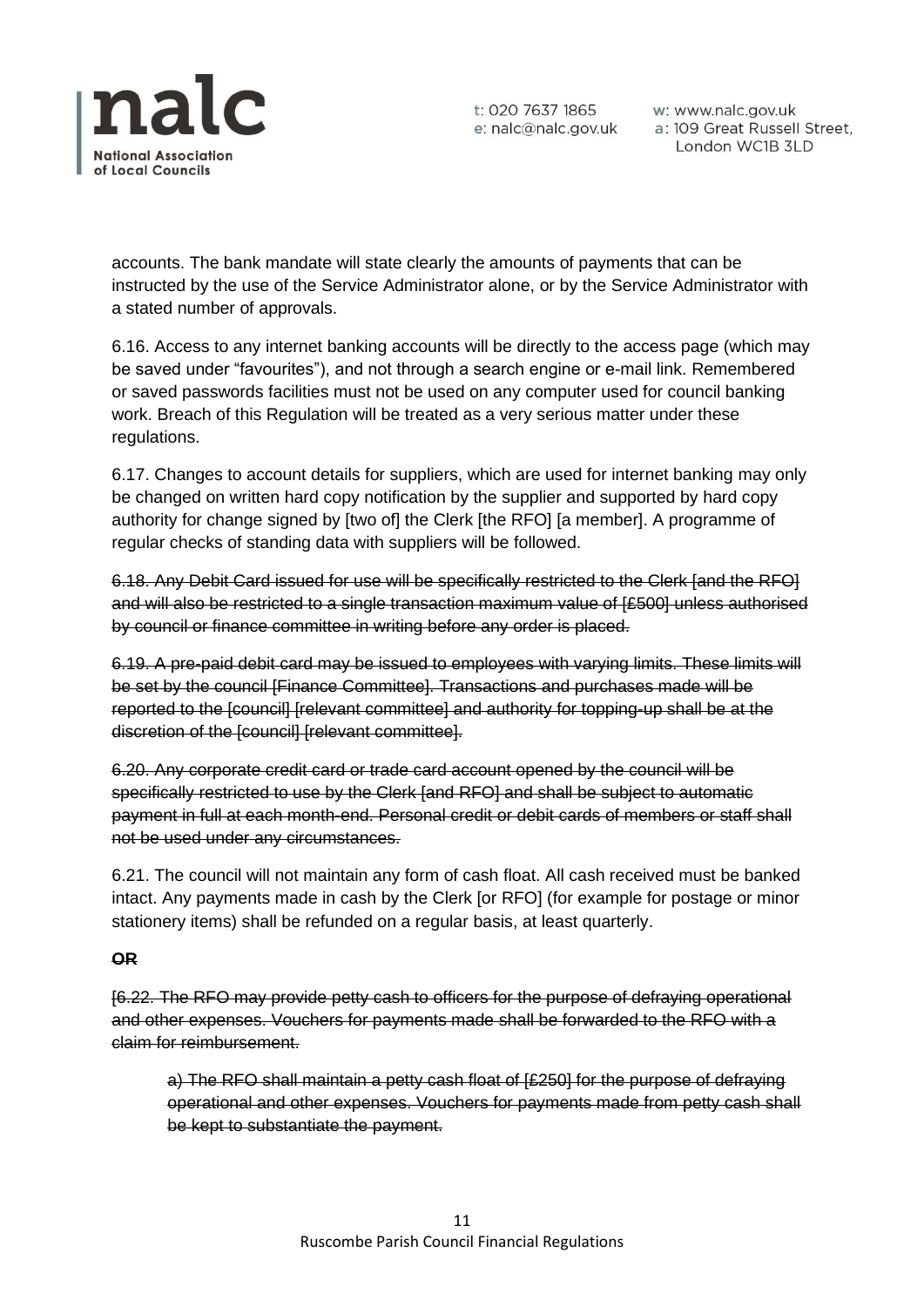accounts. The bank mandate will state clearly the amounts of payments that can be instructed by the use of the Service Administrator alone, or by the Service Administrator with a stated number of approvals.

6.16. Access to any internet banking accounts will be directly to the access page (which may be saved under "favourites"), and not through a search engine or e-mail link. Remembered or saved passwords facilities must not be used on any computer used for council banking work. Breach of this Regulation will be treated as a very serious matter under these regulations.

6.17. Changes to account details for suppliers, which are used for internet banking may only be changed on written hard copy notification by the supplier and supported by hard copy authority for change signed by [two of] the Clerk [the RFO] [a member]. A programme of regular checks of standing data with suppliers will be followed.

~~6.18. Any Debit Card issued for use will be specifically restricted to the Clerk [and the RFO] and will also be restricted to a single transaction maximum value of [£500] unless authorised by council or finance committee in writing before any order is placed.~~

~~6.19. A pre-paid debit card may be issued to employees with varying limits. These limits will be set by the council [Finance Committee]. Transactions and purchases made will be reported to the [council] [relevant committee] and authority for topping-up shall be at the discretion of the [council] [relevant committee].~~

~~6.20. Any corporate credit card or trade card account opened by the council will be specifically restricted to use by the Clerk [and RFO] and shall be subject to automatic payment in full at each month-end. Personal credit or debit cards of members or staff shall not be used under any circumstances.~~

6.21. The council will not maintain any form of cash float. All cash received must be banked intact. Any payments made in cash by the Clerk [or RFO] (for example for postage or minor stationery items) shall be refunded on a regular basis, at least quarterly.

~~**OR**~~

~~[6.22. The RFO may provide petty cash to officers for the purpose of defraying operational and other expenses. Vouchers for payments made shall be forwarded to the RFO with a claim for reimbursement.~~

> ~~a) The RFO shall maintain a petty cash float of [£250] for the purpose of defraying operational and other expenses. Vouchers for payments made from petty cash shall be kept to substantiate the payment.~~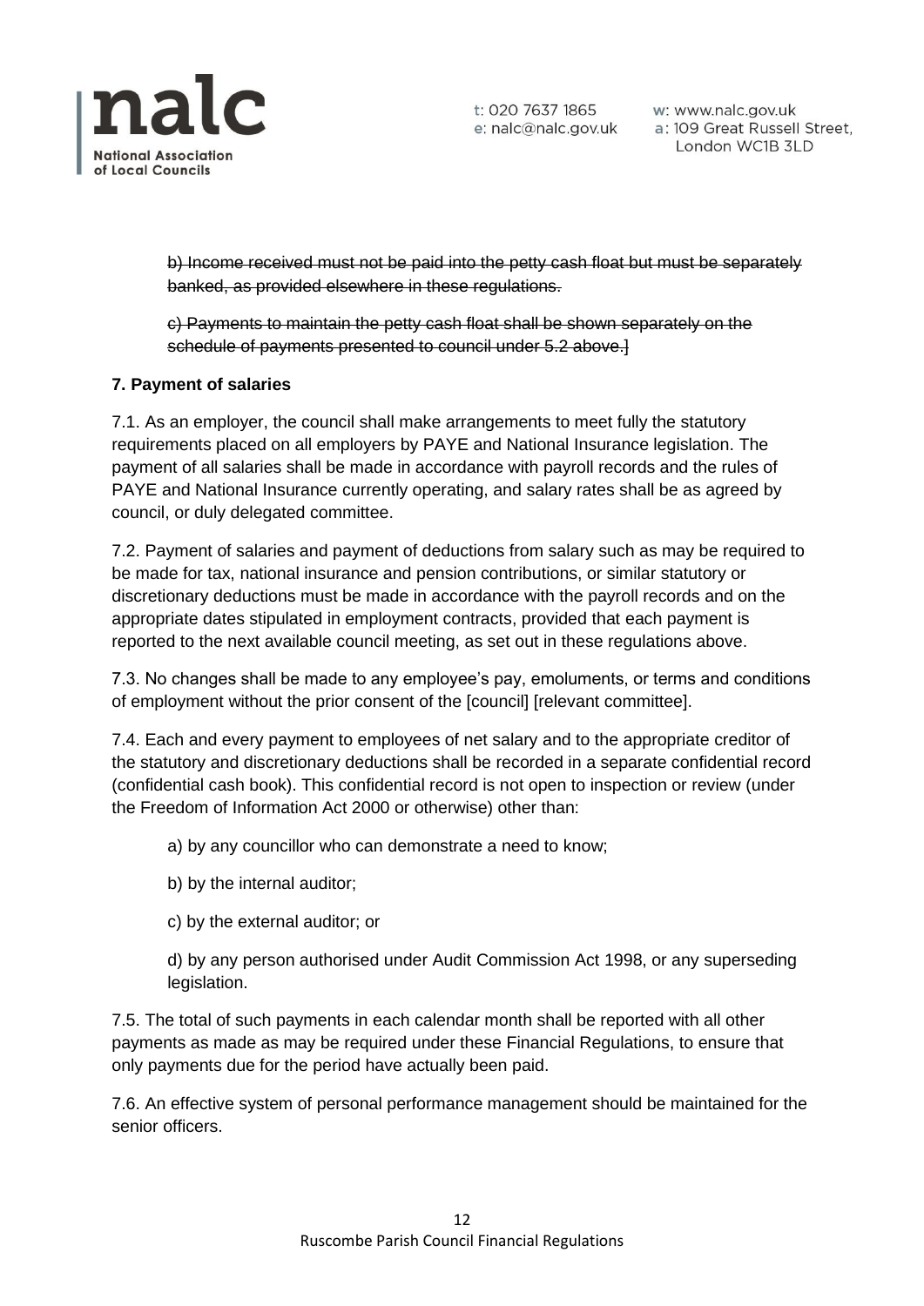~~b) Income received must not be paid into the petty cash float but must be separately banked, as provided elsewhere in these regulations.~~

~~c) Payments to maintain the petty cash float shall be shown separately on the schedule of payments presented to council under 5.2 above.]~~

**7. Payment of salaries**

7.1. As an employer, the council shall make arrangements to meet fully the statutory requirements placed on all employers by PAYE and National Insurance legislation. The payment of all salaries shall be made in accordance with payroll records and the rules of PAYE and National Insurance currently operating, and salary rates shall be as agreed by council, or duly delegated committee.

7.2. Payment of salaries and payment of deductions from salary such as may be required to be made for tax, national insurance and pension contributions, or similar statutory or discretionary deductions must be made in accordance with the payroll records and on the appropriate dates stipulated in employment contracts, provided that each payment is reported to the next available council meeting, as set out in these regulations above.

7.3. No changes shall be made to any employee's pay, emoluments, or terms and conditions of employment without the prior consent of the [council] [relevant committee].

7.4. Each and every payment to employees of net salary and to the appropriate creditor of the statutory and discretionary deductions shall be recorded in a separate confidential record (confidential cash book). This confidential record is not open to inspection or review (under the Freedom of Information Act 2000 or otherwise) other than:

a) by any councillor who can demonstrate a need to know;

b) by the internal auditor;

c) by the external auditor; or

d) by any person authorised under Audit Commission Act 1998, or any superseding legislation.

7.5. The total of such payments in each calendar month shall be reported with all other payments as made as may be required under these Financial Regulations, to ensure that only payments due for the period have actually been paid.

7.6. An effective system of personal performance management should be maintained for the senior officers.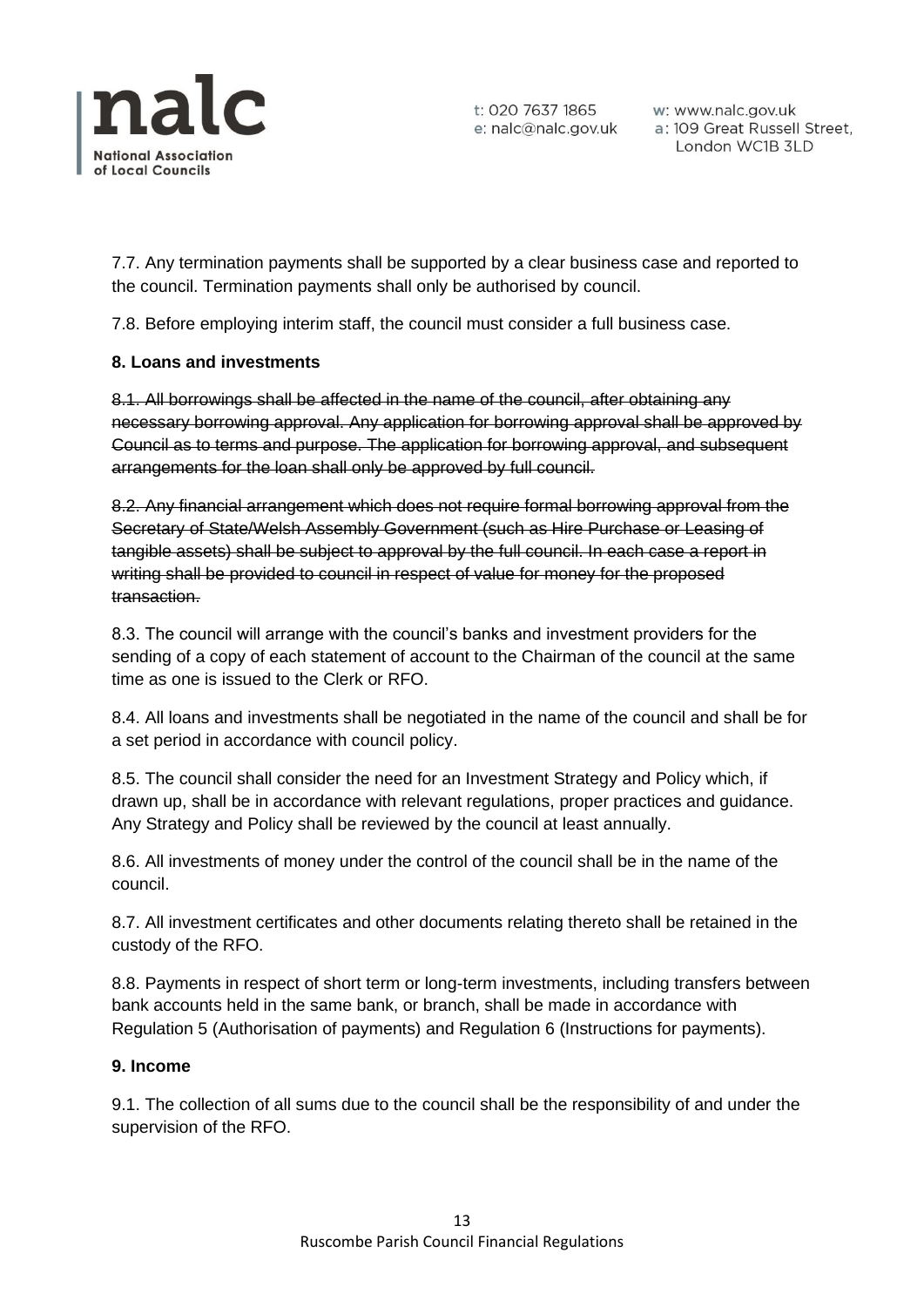7.7. Any termination payments shall be supported by a clear business case and reported to the council. Termination payments shall only be authorised by council.

7.8. Before employing interim staff, the council must consider a full business case.

**8. Loans and investments**

~~8.1. All borrowings shall be affected in the name of the council, after obtaining any necessary borrowing approval. Any application for borrowing approval shall be approved by Council as to terms and purpose. The application for borrowing approval, and subsequent arrangements for the loan shall only be approved by full council.~~

~~8.2. Any financial arrangement which does not require formal borrowing approval from the Secretary of State/Welsh Assembly Government (such as Hire Purchase or Leasing of tangible assets) shall be subject to approval by the full council. In each case a report in writing shall be provided to council in respect of value for money for the proposed transaction.~~

8.3. The council will arrange with the council's banks and investment providers for the sending of a copy of each statement of account to the Chairman of the council at the same time as one is issued to the Clerk or RFO.

8.4. All loans and investments shall be negotiated in the name of the council and shall be for a set period in accordance with council policy.

8.5. The council shall consider the need for an Investment Strategy and Policy which, if drawn up, shall be in accordance with relevant regulations, proper practices and guidance. Any Strategy and Policy shall be reviewed by the council at least annually.

8.6. All investments of money under the control of the council shall be in the name of the council.

8.7. All investment certificates and other documents relating thereto shall be retained in the custody of the RFO.

8.8. Payments in respect of short term or long-term investments, including transfers between bank accounts held in the same bank, or branch, shall be made in accordance with Regulation 5 (Authorisation of payments) and Regulation 6 (Instructions for payments).

**9. Income**

9.1. The collection of all sums due to the council shall be the responsibility of and under the supervision of the RFO.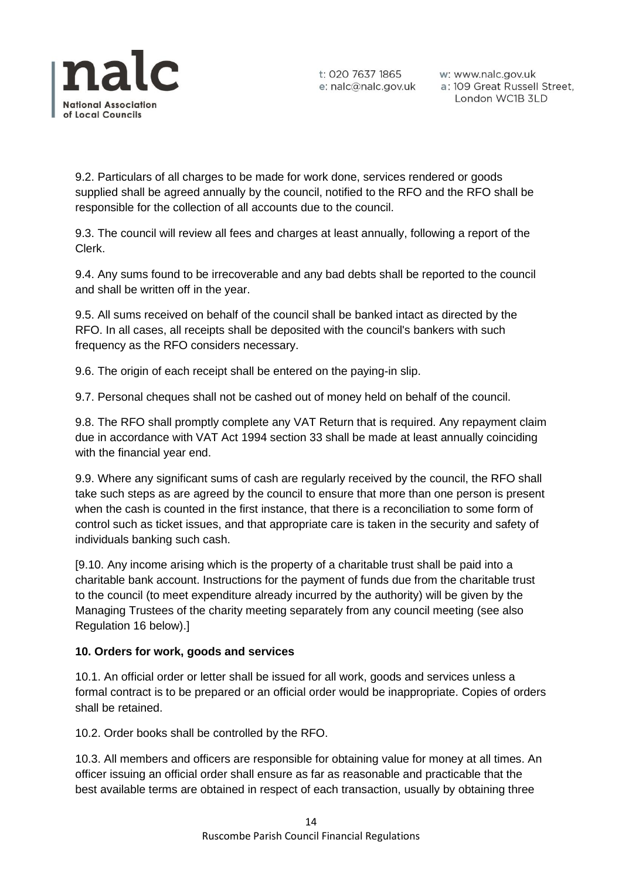9.2. Particulars of all charges to be made for work done, services rendered or goods supplied shall be agreed annually by the council, notified to the RFO and the RFO shall be responsible for the collection of all accounts due to the council.

9.3. The council will review all fees and charges at least annually, following a report of the Clerk.

9.4. Any sums found to be irrecoverable and any bad debts shall be reported to the council and shall be written off in the year.

9.5. All sums received on behalf of the council shall be banked intact as directed by the RFO. In all cases, all receipts shall be deposited with the council's bankers with such frequency as the RFO considers necessary.

9.6. The origin of each receipt shall be entered on the paying-in slip.

9.7. Personal cheques shall not be cashed out of money held on behalf of the council.

9.8. The RFO shall promptly complete any VAT Return that is required. Any repayment claim due in accordance with VAT Act 1994 section 33 shall be made at least annually coinciding with the financial year end.

9.9. Where any significant sums of cash are regularly received by the council, the RFO shall take such steps as are agreed by the council to ensure that more than one person is present when the cash is counted in the first instance, that there is a reconciliation to some form of control such as ticket issues, and that appropriate care is taken in the security and safety of individuals banking such cash.

[9.10. Any income arising which is the property of a charitable trust shall be paid into a charitable bank account. Instructions for the payment of funds due from the charitable trust to the council (to meet expenditure already incurred by the authority) will be given by the Managing Trustees of the charity meeting separately from any council meeting (see also Regulation 16 below).]

**10. Orders for work, goods and services**

10.1. An official order or letter shall be issued for all work, goods and services unless a formal contract is to be prepared or an official order would be inappropriate. Copies of orders shall be retained.

10.2. Order books shall be controlled by the RFO.

10.3. All members and officers are responsible for obtaining value for money at all times. An officer issuing an official order shall ensure as far as reasonable and practicable that the best available terms are obtained in respect of each transaction, usually by obtaining three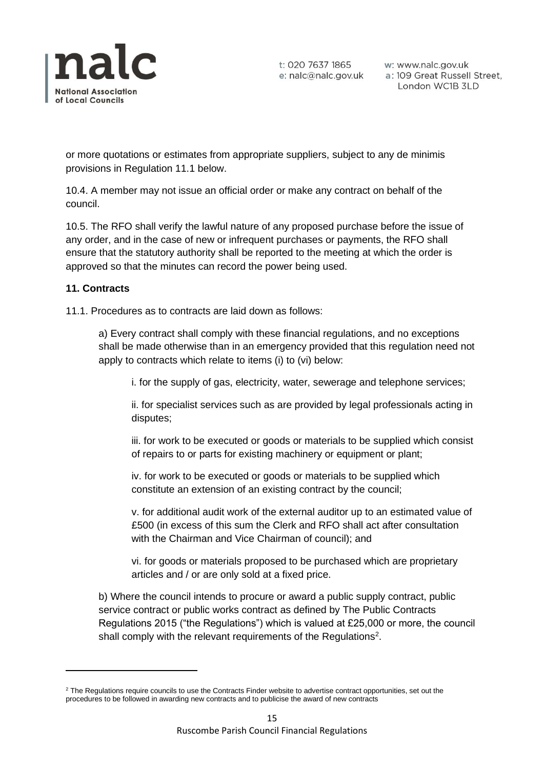or more quotations or estimates from appropriate suppliers, subject to any de minimis provisions in Regulation 11.1 below.

10.4. A member may not issue an official order or make any contract on behalf of the council.

10.5. The RFO shall verify the lawful nature of any proposed purchase before the issue of any order, and in the case of new or infrequent purchases or payments, the RFO shall ensure that the statutory authority shall be reported to the meeting at which the order is approved so that the minutes can record the power being used.

**11. Contracts**

11.1. Procedures as to contracts are laid down as follows:

a) Every contract shall comply with these financial regulations, and no exceptions shall be made otherwise than in an emergency provided that this regulation need not apply to contracts which relate to items (i) to (vi) below:

i. for the supply of gas, electricity, water, sewerage and telephone services;

ii. for specialist services such as are provided by legal professionals acting in disputes;

iii. for work to be executed or goods or materials to be supplied which consist of repairs to or parts for existing machinery or equipment or plant;

iv. for work to be executed or goods or materials to be supplied which constitute an extension of an existing contract by the council;

v. for additional audit work of the external auditor up to an estimated value of £500 (in excess of this sum the Clerk and RFO shall act after consultation with the Chairman and Vice Chairman of council); and

vi. for goods or materials proposed to be purchased which are proprietary articles and / or are only sold at a fixed price.

b) Where the council intends to procure or award a public supply contract, public service contract or public works contract as defined by The Public Contracts Regulations 2015 ("the Regulations") which is valued at £25,000 or more, the council shall comply with the relevant requirements of the Regulations[2].

[2] The Regulations require councils to use the Contracts Finder website to advertise contract opportunities, set out the procedures to be followed in awarding new contracts and to publicise the award of new contracts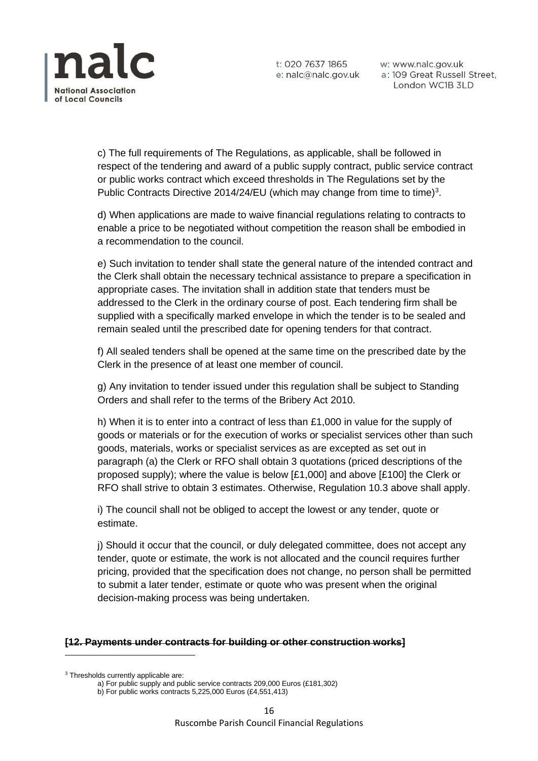c) The full requirements of The Regulations, as applicable, shall be followed in respect of the tendering and award of a public supply contract, public service contract or public works contract which exceed thresholds in The Regulations set by the Public Contracts Directive 2014/24/EU (which may change from time to time)[3].

d) When applications are made to waive financial regulations relating to contracts to enable a price to be negotiated without competition the reason shall be embodied in a recommendation to the council.

e) Such invitation to tender shall state the general nature of the intended contract and the Clerk shall obtain the necessary technical assistance to prepare a specification in appropriate cases. The invitation shall in addition state that tenders must be addressed to the Clerk in the ordinary course of post. Each tendering firm shall be supplied with a specifically marked envelope in which the tender is to be sealed and remain sealed until the prescribed date for opening tenders for that contract.

f) All sealed tenders shall be opened at the same time on the prescribed date by the Clerk in the presence of at least one member of council.

g) Any invitation to tender issued under this regulation shall be subject to Standing Orders and shall refer to the terms of the Bribery Act 2010.

h) When it is to enter into a contract of less than £1,000 in value for the supply of goods or materials or for the execution of works or specialist services other than such goods, materials, works or specialist services as are excepted as set out in paragraph (a) the Clerk or RFO shall obtain 3 quotations (priced descriptions of the proposed supply); where the value is below [£1,000] and above [£100] the Clerk or RFO shall strive to obtain 3 estimates. Otherwise, Regulation 10.3 above shall apply.

i) The council shall not be obliged to accept the lowest or any tender, quote or estimate.

j) Should it occur that the council, or duly delegated committee, does not accept any tender, quote or estimate, the work is not allocated and the council requires further pricing, provided that the specification does not change, no person shall be permitted to submit a later tender, estimate or quote who was present when the original decision-making process was being undertaken.

**~~[12. Payments under contracts for building or other construction works]~~**

---

[3] Thresholds currently applicable are:

a) For public supply and public service contracts 209,000 Euros (£181,302)

b) For public works contracts 5,225,000 Euros (£4,551,413)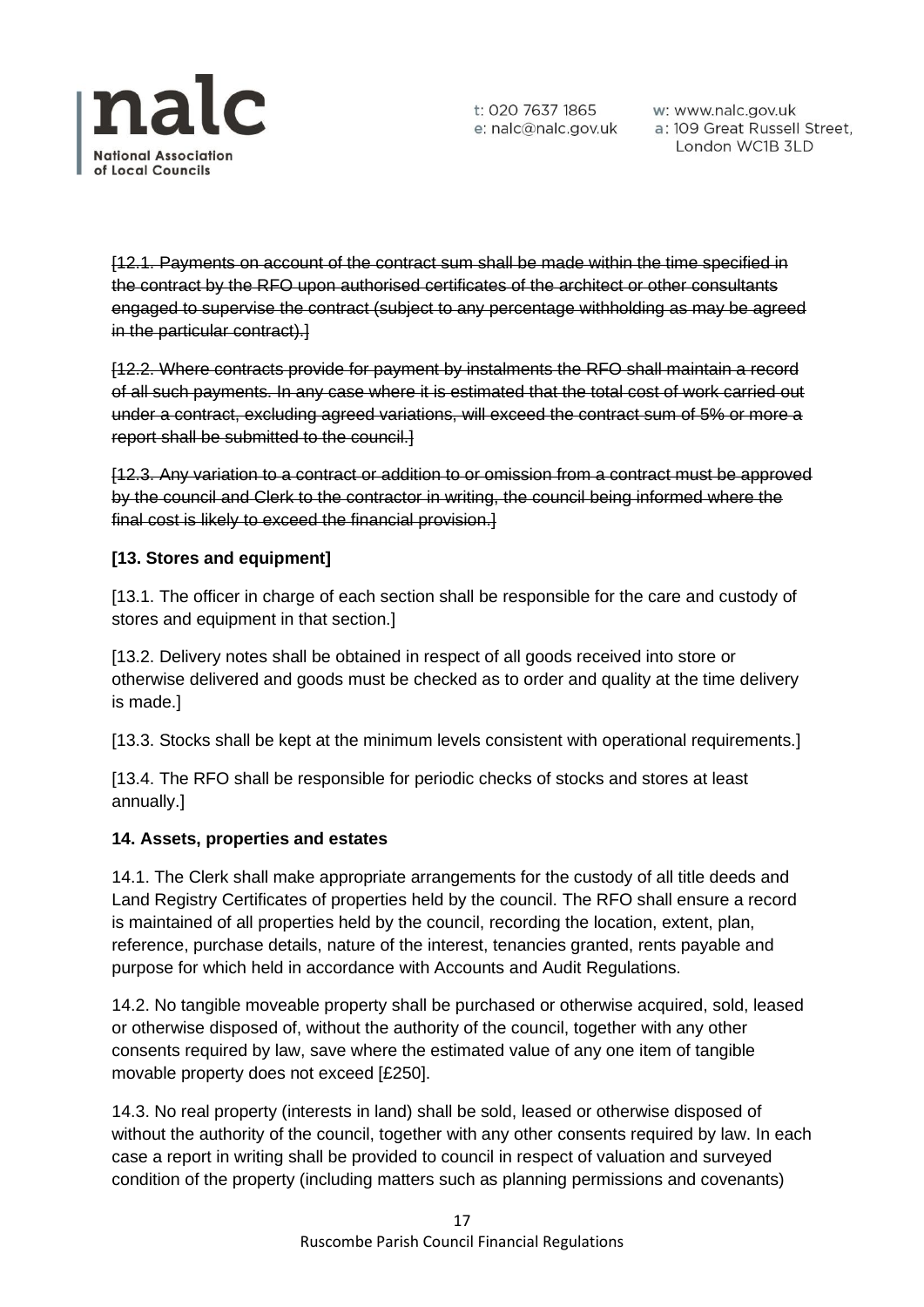~~[12.1. Payments on account of the contract sum shall be made within the time specified in the contract by the RFO upon authorised certificates of the architect or other consultants engaged to supervise the contract (subject to any percentage withholding as may be agreed in the particular contract).]~~

~~[12.2. Where contracts provide for payment by instalments the RFO shall maintain a record of all such payments. In any case where it is estimated that the total cost of work carried out under a contract, excluding agreed variations, will exceed the contract sum of 5% or more a report shall be submitted to the council.]~~

~~[12.3. Any variation to a contract or addition to or omission from a contract must be approved by the council and Clerk to the contractor in writing, the council being informed where the final cost is likely to exceed the financial provision.]~~

**[13. Stores and equipment]**

[13.1. The officer in charge of each section shall be responsible for the care and custody of stores and equipment in that section.]

[13.2. Delivery notes shall be obtained in respect of all goods received into store or otherwise delivered and goods must be checked as to order and quality at the time delivery is made.]

[13.3. Stocks shall be kept at the minimum levels consistent with operational requirements.]

[13.4. The RFO shall be responsible for periodic checks of stocks and stores at least annually.]

**14. Assets, properties and estates**

14.1. The Clerk shall make appropriate arrangements for the custody of all title deeds and Land Registry Certificates of properties held by the council. The RFO shall ensure a record is maintained of all properties held by the council, recording the location, extent, plan, reference, purchase details, nature of the interest, tenancies granted, rents payable and purpose for which held in accordance with Accounts and Audit Regulations.

14.2. No tangible moveable property shall be purchased or otherwise acquired, sold, leased or otherwise disposed of, without the authority of the council, together with any other consents required by law, save where the estimated value of any one item of tangible movable property does not exceed [£250].

14.3. No real property (interests in land) shall be sold, leased or otherwise disposed of without the authority of the council, together with any other consents required by law. In each case a report in writing shall be provided to council in respect of valuation and surveyed condition of the property (including matters such as planning permissions and covenants)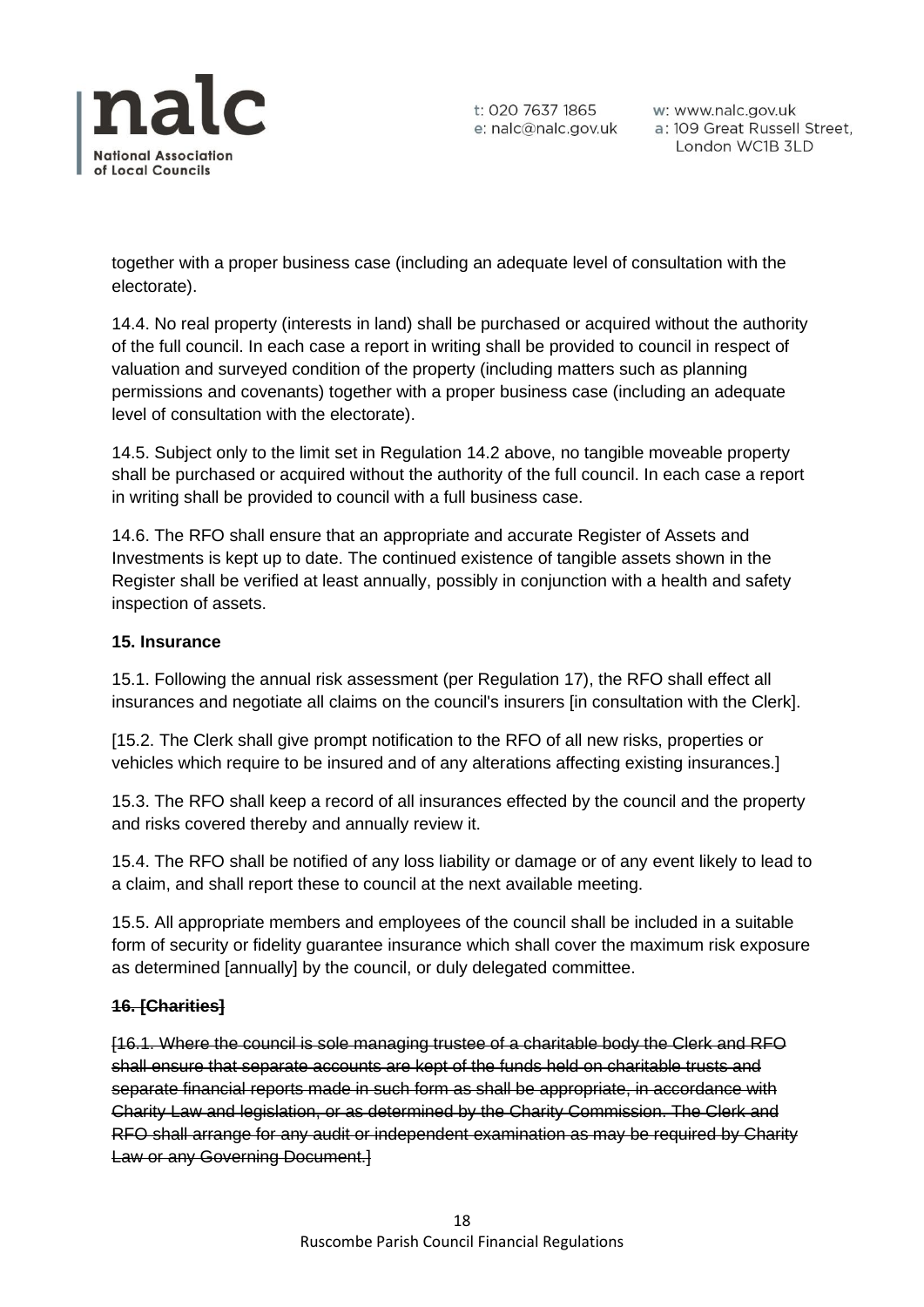together with a proper business case (including an adequate level of consultation with the electorate).

14.4. No real property (interests in land) shall be purchased or acquired without the authority of the full council. In each case a report in writing shall be provided to council in respect of valuation and surveyed condition of the property (including matters such as planning permissions and covenants) together with a proper business case (including an adequate level of consultation with the electorate).

14.5. Subject only to the limit set in Regulation 14.2 above, no tangible moveable property shall be purchased or acquired without the authority of the full council. In each case a report in writing shall be provided to council with a full business case.

14.6. The RFO shall ensure that an appropriate and accurate Register of Assets and Investments is kept up to date. The continued existence of tangible assets shown in the Register shall be verified at least annually, possibly in conjunction with a health and safety inspection of assets.

**15. Insurance**

15.1. Following the annual risk assessment (per Regulation 17), the RFO shall effect all insurances and negotiate all claims on the council's insurers [in consultation with the Clerk].

[15.2. The Clerk shall give prompt notification to the RFO of all new risks, properties or vehicles which require to be insured and of any alterations affecting existing insurances.]

15.3. The RFO shall keep a record of all insurances effected by the council and the property and risks covered thereby and annually review it.

15.4. The RFO shall be notified of any loss liability or damage or of any event likely to lead to a claim, and shall report these to council at the next available meeting.

15.5. All appropriate members and employees of the council shall be included in a suitable form of security or fidelity guarantee insurance which shall cover the maximum risk exposure as determined [annually] by the council, or duly delegated committee.

~~**16. [Charities]**~~

~~[16.1. Where the council is sole managing trustee of a charitable body the Clerk and RFO shall ensure that separate accounts are kept of the funds held on charitable trusts and separate financial reports made in such form as shall be appropriate, in accordance with Charity Law and legislation, or as determined by the Charity Commission. The Clerk and RFO shall arrange for any audit or independent examination as may be required by Charity Law or any Governing Document.]~~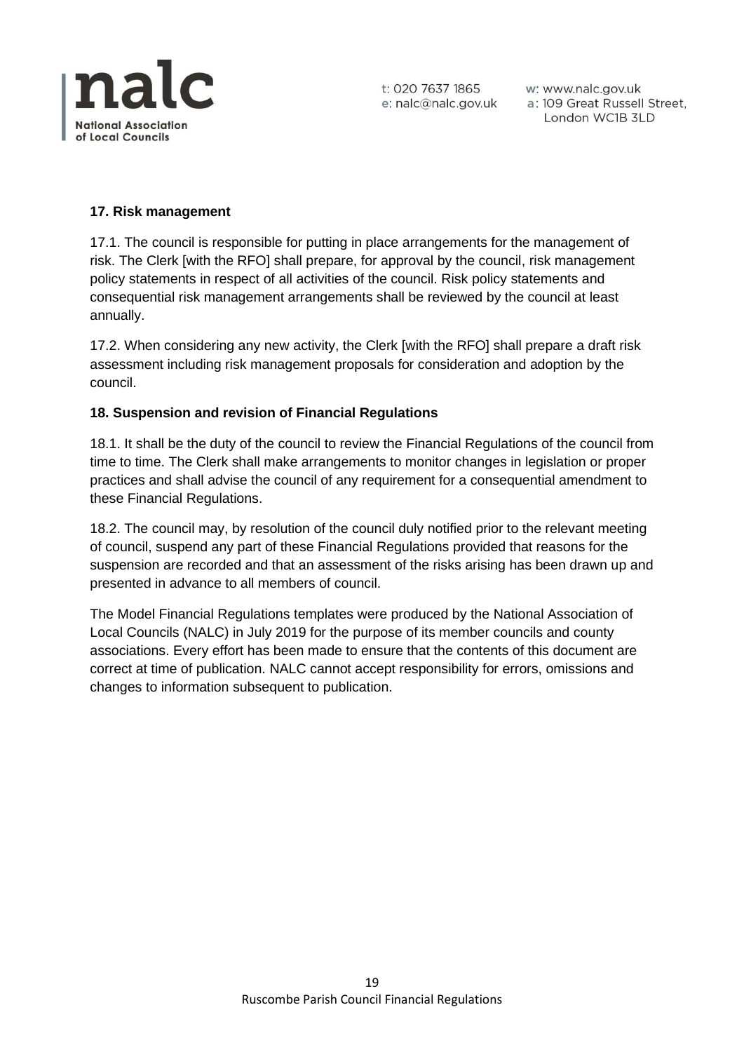**17. Risk management**

17.1. The council is responsible for putting in place arrangements for the management of risk. The Clerk [with the RFO] shall prepare, for approval by the council, risk management policy statements in respect of all activities of the council. Risk policy statements and consequential risk management arrangements shall be reviewed by the council at least annually.

17.2. When considering any new activity, the Clerk [with the RFO] shall prepare a draft risk assessment including risk management proposals for consideration and adoption by the council.

**18. Suspension and revision of Financial Regulations**

18.1. It shall be the duty of the council to review the Financial Regulations of the council from time to time. The Clerk shall make arrangements to monitor changes in legislation or proper practices and shall advise the council of any requirement for a consequential amendment to these Financial Regulations.

18.2. The council may, by resolution of the council duly notified prior to the relevant meeting of council, suspend any part of these Financial Regulations provided that reasons for the suspension are recorded and that an assessment of the risks arising has been drawn up and presented in advance to all members of council.

The Model Financial Regulations templates were produced by the National Association of Local Councils (NALC) in July 2019 for the purpose of its member councils and county associations. Every effort has been made to ensure that the contents of this document are correct at time of publication. NALC cannot accept responsibility for errors, omissions and changes to information subsequent to publication.